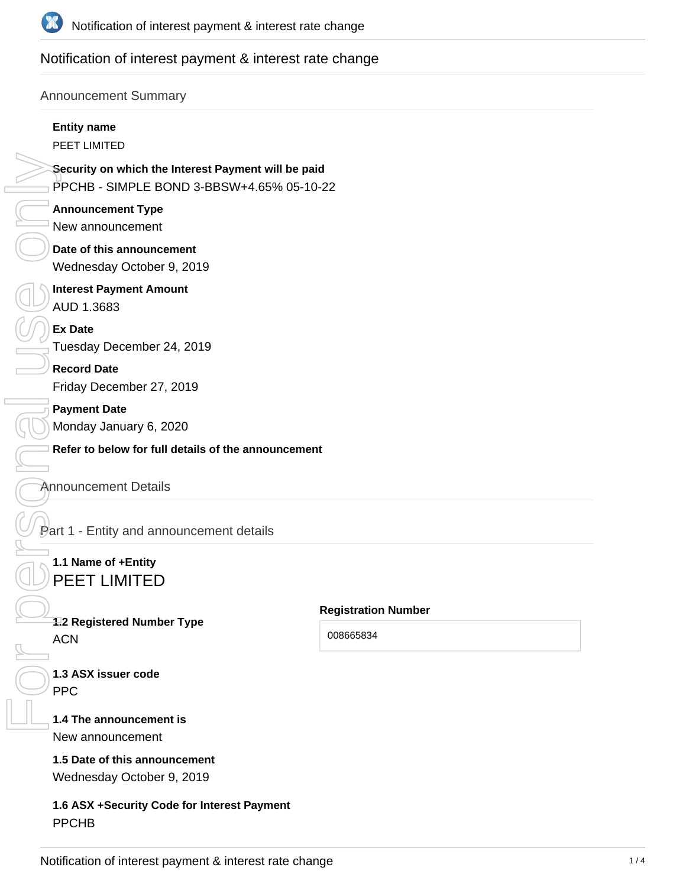# Notification of interest payment & interest rate change

## Announcement Summary

**Entity name**

PEET LIMITED

**Security on which the Interest Payment will be paid**

PPCHB - SIMPLE BOND 3-BBSW+4.65% 05-10-22

**Announcement Type**

New announcement

**Date of this announcement**

Wednesday October 9, 2019

**Interest Payment Amount**

AUD 1.3683

**Ex Date**

Tuesday December 24, 2019

**Record Date**

Friday December 27, 2019

**Payment Date**

Monday January 6, 2020

**Refer to below for full details of the announcement**

## Announcement Details

### Part 1 - Entity and announcement details

**1.1 Name of +Entity**

PEET LIMITED

**1.2 Registered Number Type**

ACN

**Registration Number**

008665834

**1.3 ASX issuer code**

PPC

**1.4 The announcement is**

New announcement

**1.5 Date of this announcement**

Wednesday October 9, 2019

**1.6 ASX +Security Code for Interest Payment**

PPCHB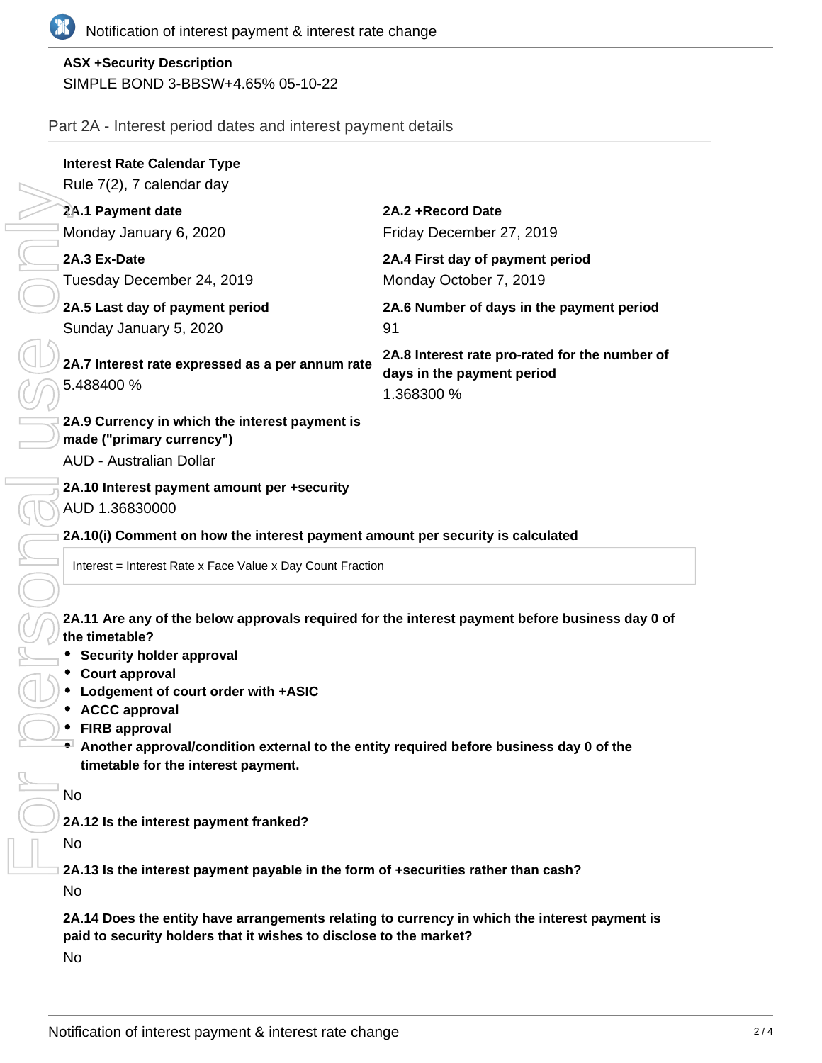**ASX +Security Description**

SIMPLE BOND 3-BBSW+4.65% 05-10-22

## Part 2A - Interest period dates and interest payment details

**Interest Rate Calendar Type**

Rule 7(2), 7 calendar day

**2A.1 Payment date**

Monday January 6, 2020

**2A.2 +Record Date**

Friday December 27, 2019

**2A.3 Ex-Date**

Tuesday December 24, 2019

**2A.4 First day of payment period**

Monday October 7, 2019

**2A.5 Last day of payment period**

Sunday January 5, 2020

**2A.6 Number of days in the payment period**

91

**2A.7 Interest rate expressed as a per annum rate**

5.488400 %

**2A.8 Interest rate pro-rated for the number of days in the payment period**

1.368300 %

**2A.9 Currency in which the interest payment is made ("primary currency")**

AUD - Australian Dollar

**2A.10 Interest payment amount per +security**

AUD 1.36830000

**2A.10(i) Comment on how the interest payment amount per security is calculated**

Interest = Interest Rate x Face Value x Day Count Fraction

**2A.11 Are any of the below approvals required for the interest payment before business day 0 of the timetable?**

- **Security holder approval**
- **Court approval**
- **Lodgement of court order with +ASIC**
- **ACCC approval**
- **FIRB approval**
- **Another approval/condition external to the entity required before business day 0 of the timetable for the interest payment.**

No

**2A.12 Is the interest payment franked?**

No

**2A.13 Is the interest payment payable in the form of +securities rather than cash?**

No

**2A.14 Does the entity have arrangements relating to currency in which the interest payment is paid to security holders that it wishes to disclose to the market?**

No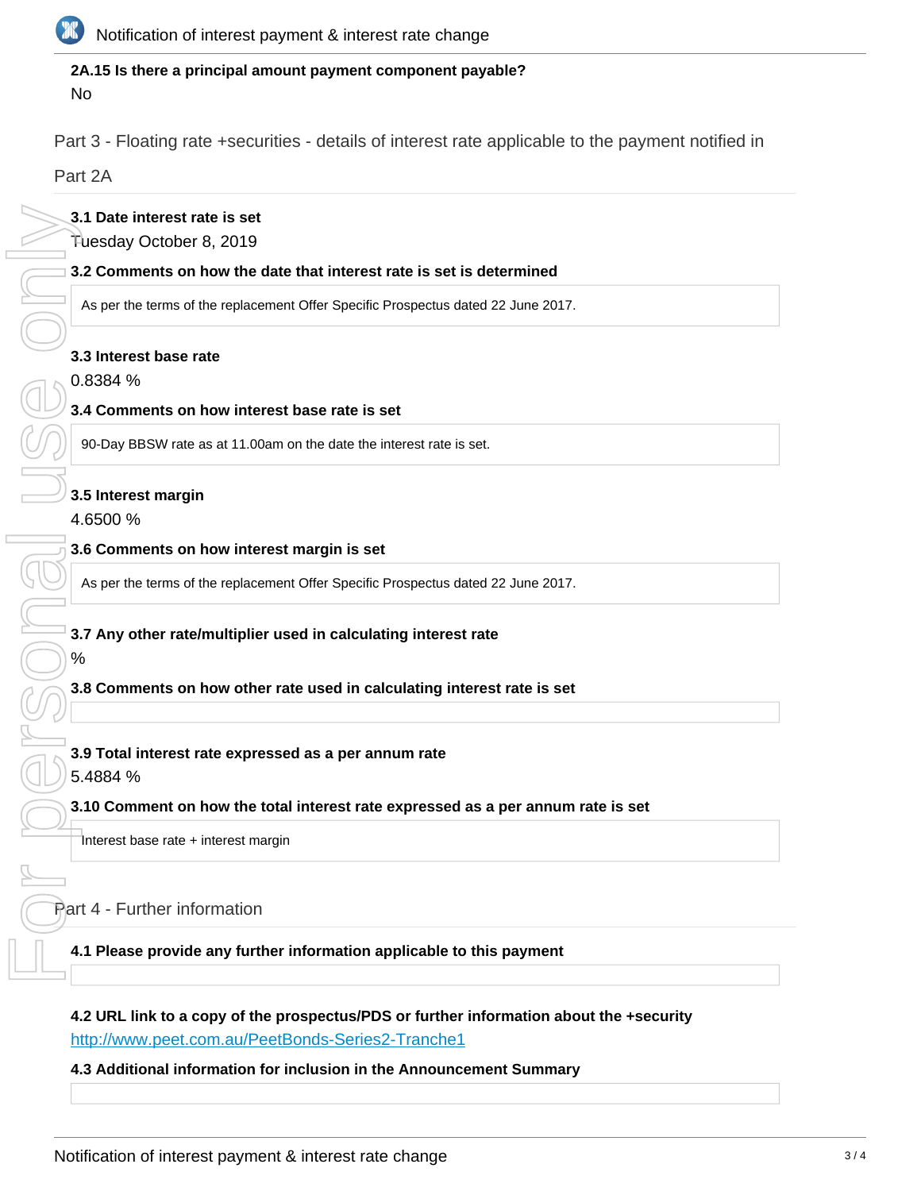**2A.15 Is there a principal amount payment component payable?**

No

## Part 3 - Floating rate +securities - details of interest rate applicable to the payment notified in Part 2A

**3.1 Date interest rate is set**

Tuesday October 8, 2019

**3.2 Comments on how the date that interest rate is set is determined**

As per the terms of the replacement Offer Specific Prospectus dated 22 June 2017.

**3.3 Interest base rate**

0.8384 %

**3.4 Comments on how interest base rate is set**

90-Day BBSW rate as at 11.00am on the date the interest rate is set.

**3.5 Interest margin**

4.6500 %

**3.6 Comments on how interest margin is set**

As per the terms of the replacement Offer Specific Prospectus dated 22 June 2017.

**3.7 Any other rate/multiplier used in calculating interest rate**

%

**3.8 Comments on how other rate used in calculating interest rate is set**

**3.9 Total interest rate expressed as a per annum rate**

5.4884 %

**3.10 Comment on how the total interest rate expressed as a per annum rate is set**

Interest base rate + interest margin

## Part 4 - Further information

**4.1 Please provide any further information applicable to this payment**

**4.2 URL link to a copy of the prospectus/PDS or further information about the +security**

http://www.peet.com.au/PeetBonds-Series2-Tranche1

**4.3 Additional information for inclusion in the Announcement Summary**